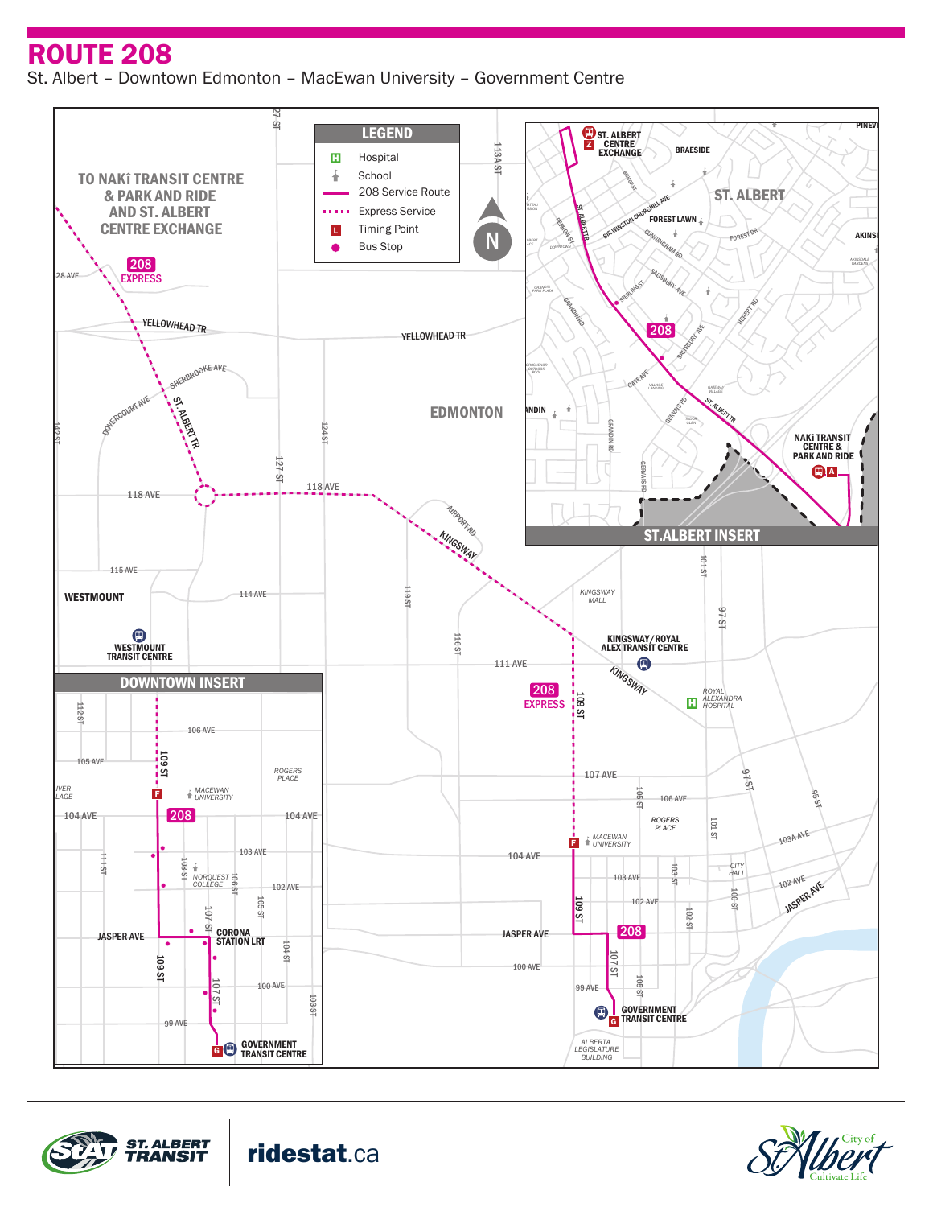# ROUTE 208

St. Albert – Downtown Edmonton – MacEwan University – Government Centre

**LEGEND**

- H Hospital
- School
- 208 Service Route
- Express Service
- L Timing Point
- Bus Stop

TO NAKÎ TRANSIT CENTRE & PARK AND RIDE AND ST. ALBERT CENTRE EXCHANGE

208 EXPRESS

ST. ALBERT CENTRE EXCHANGE (Z)

NAKÎ TRANSIT CENTRE & PARK AND RIDE (A)

ST.ALBERT INSERT

KINGSWAY/ROYAL ALEX TRANSIT CENTRE

WESTMOUNT TRANSIT CENTRE

ROYAL ALEXANDRA HOSPITAL

MACEWAN UNIVERSITY (F)

GOVERNMENT TRANSIT CENTRE (G)

CORONA STATION LRT

DOWNTOWN INSERT

ridestat.ca

ST. ALBERT TRANSIT

City of St. Albert — Cultivate Life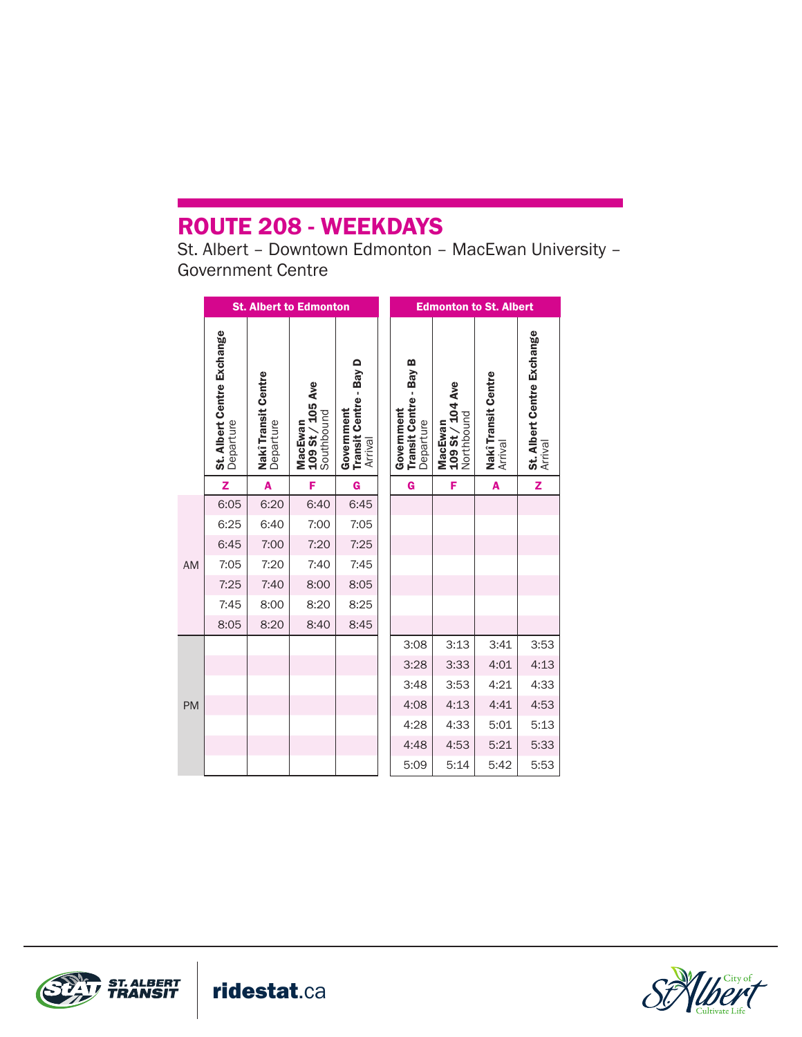# ROUTE 208 - WEEKDAYS

St. Albert – Downtown Edmonton – MacEwan University – Government Centre

| | St. Albert to Edmonton | | | | Edmonton to St. Albert | | | |
|---|---|---|---|---|---|---|---|---|
| | St. Albert Centre Exchange Departure | Nakî Transit Centre Departure | MacEwan 109 St / 105 Ave Southbound | Government Transit Centre - Bay D Arrival | Government Transit Centre - Bay B Departure | MacEwan 109 St / 104 Ave Northbound | Nakî Transit Centre Arrival | St. Albert Centre Exchange Arrival |
| | Z | A | F | G | G | F | A | Z |
| AM | 6:05 | 6:20 | 6:40 | 6:45 | | | | |
| AM | 6:25 | 6:40 | 7:00 | 7:05 | | | | |
| AM | 6:45 | 7:00 | 7:20 | 7:25 | | | | |
| AM | 7:05 | 7:20 | 7:40 | 7:45 | | | | |
| AM | 7:25 | 7:40 | 8:00 | 8:05 | | | | |
| AM | 7:45 | 8:00 | 8:20 | 8:25 | | | | |
| AM | 8:05 | 8:20 | 8:40 | 8:45 | | | | |
| PM | | | | | 3:08 | 3:13 | 3:41 | 3:53 |
| PM | | | | | 3:28 | 3:33 | 4:01 | 4:13 |
| PM | | | | | 3:48 | 3:53 | 4:21 | 4:33 |
| PM | | | | | 4:08 | 4:13 | 4:41 | 4:53 |
| PM | | | | | 4:28 | 4:33 | 5:01 | 5:13 |
| PM | | | | | 4:48 | 4:53 | 5:21 | 5:33 |
| PM | | | | | 5:09 | 5:14 | 5:42 | 5:53 |

ST. ALBERT TRANSIT | ridestat.ca

City of St. Albert — Cultivate Life